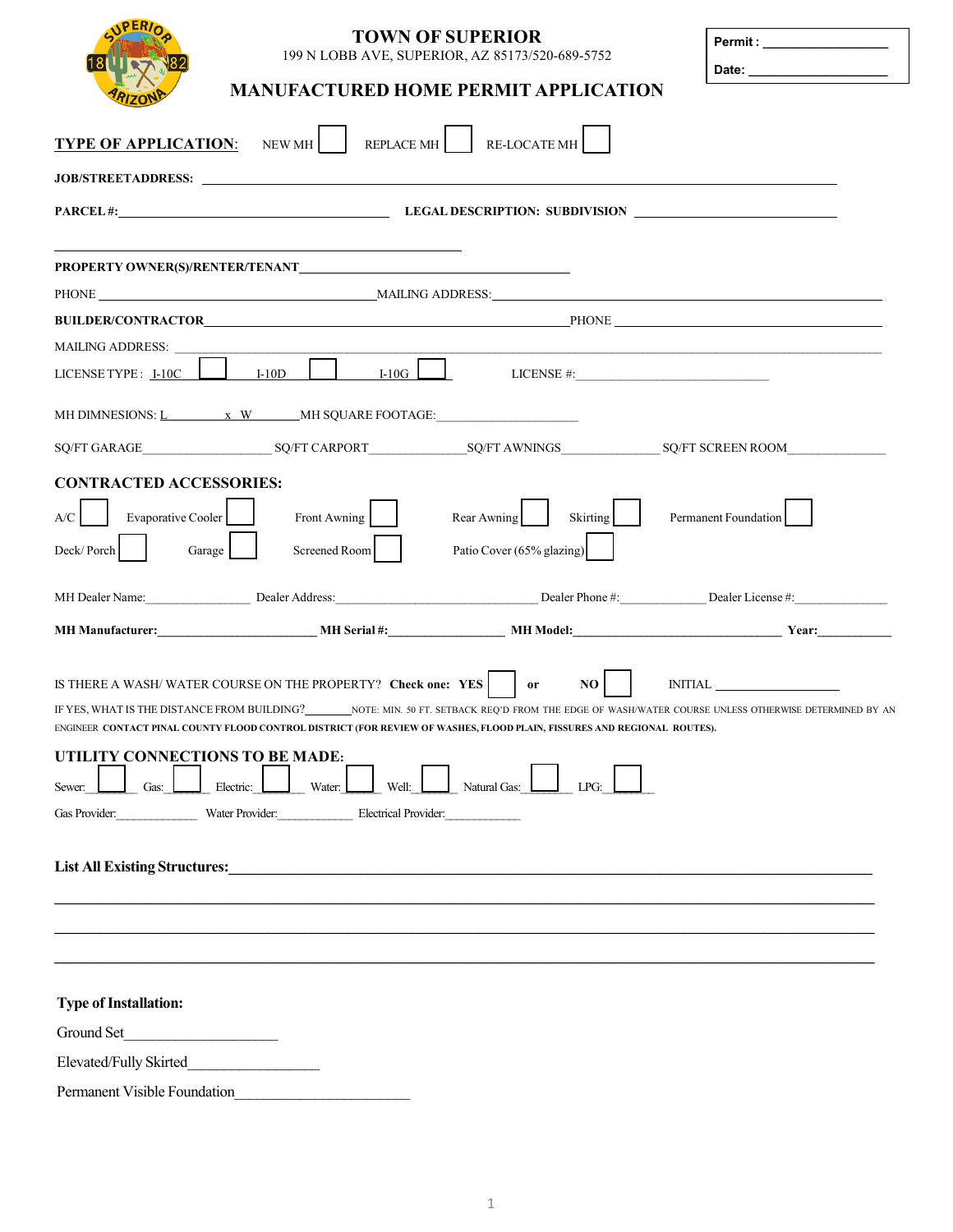# TOWN OF SUPERIOR

199 N LOBB AVE, SUPERIOR, AZ 85173/520-689-5752

## MANUFACTURED HOME PERMIT APPLICATION

**Permit :** ___________________

**Date:** ___________________

**TYPE OF APPLICATION:** NEW MH ☐ REPLACE MH ☐ RE-LOCATE MH ☐

**JOB/STREETADDRESS:** ______________________________________________________________

**PARCEL #:** ______________________________ **LEGAL DESCRIPTION: SUBDIVISION** ____________________

______________________________________________

**PROPERTY OWNER(S)/RENTER/TENANT** ______________________________

PHONE ______________________________ MAILING ADDRESS: ______________________________________

**BUILDER/CONTRACTOR** ________________________________________ PHONE ____________________________

MAILING ADDRESS: ______________________________________________________________________

LICENSE TYPE : I-10C ☐ I-10D ☐ I-10G ☐ LICENSE #: ____________________________

MH DIMNESIONS: L ________ x W ________ MH SQUARE FOOTAGE: ____________________

SQ/FT GARAGE __________________ SQ/FT CARPORT ______________ SQ/FT AWNINGS ______________ SQ/FT SCREEN ROOM ______________

## CONTRACTED ACCESSORIES:

A/C ☐ Evaporative Cooler ☐ Front Awning ☐ Rear Awning ☐ Skirting ☐ Permanent Foundation ☐

Deck/ Porch ☐ Garage ☐ Screened Room ☐ Patio Cover (65% glazing) ☐

MH Dealer Name: ________________ Dealer Address: ______________________________ Dealer Phone #: ____________ Dealer License #: ______________

**MH Manufacturer:** ________________________ **MH Serial #:** __________________ **MH Model:** ______________________________ **Year:** ___________

IS THERE A WASH/ WATER COURSE ON THE PROPERTY? **Check one: YES** ☐ **or NO** ☐ INITIAL __________________

IF YES, WHAT IS THE DISTANCE FROM BUILDING? ________ NOTE: MIN. 50 FT. SETBACK REQ'D FROM THE EDGE OF WASH/WATER COURSE UNLESS OTHERWISE DETERMINED BY AN ENGINEER **CONTACT PINAL COUNTY FLOOD CONTROL DISTRICT (FOR REVIEW OF WASHES, FLOOD PLAIN, FISSURES AND REGIONAL ROUTES).**

## UTILITY CONNECTIONS TO BE MADE:

Sewer: ☐ Gas: ☐ Electric: ☐ Water: ☐ Well: ☐ Natural Gas: ☐ LPG: ☐

Gas Provider: ____________ Water Provider: ____________ Electrical Provider: ____________

**List All Existing Structures:** ______________________________________________________________

______________________________________________________________________________

______________________________________________________________________________

______________________________________________________________________________

**Type of Installation:**

Ground Set ____________________

Elevated/Fully Skirted ________________

Permanent Visible Foundation ______________________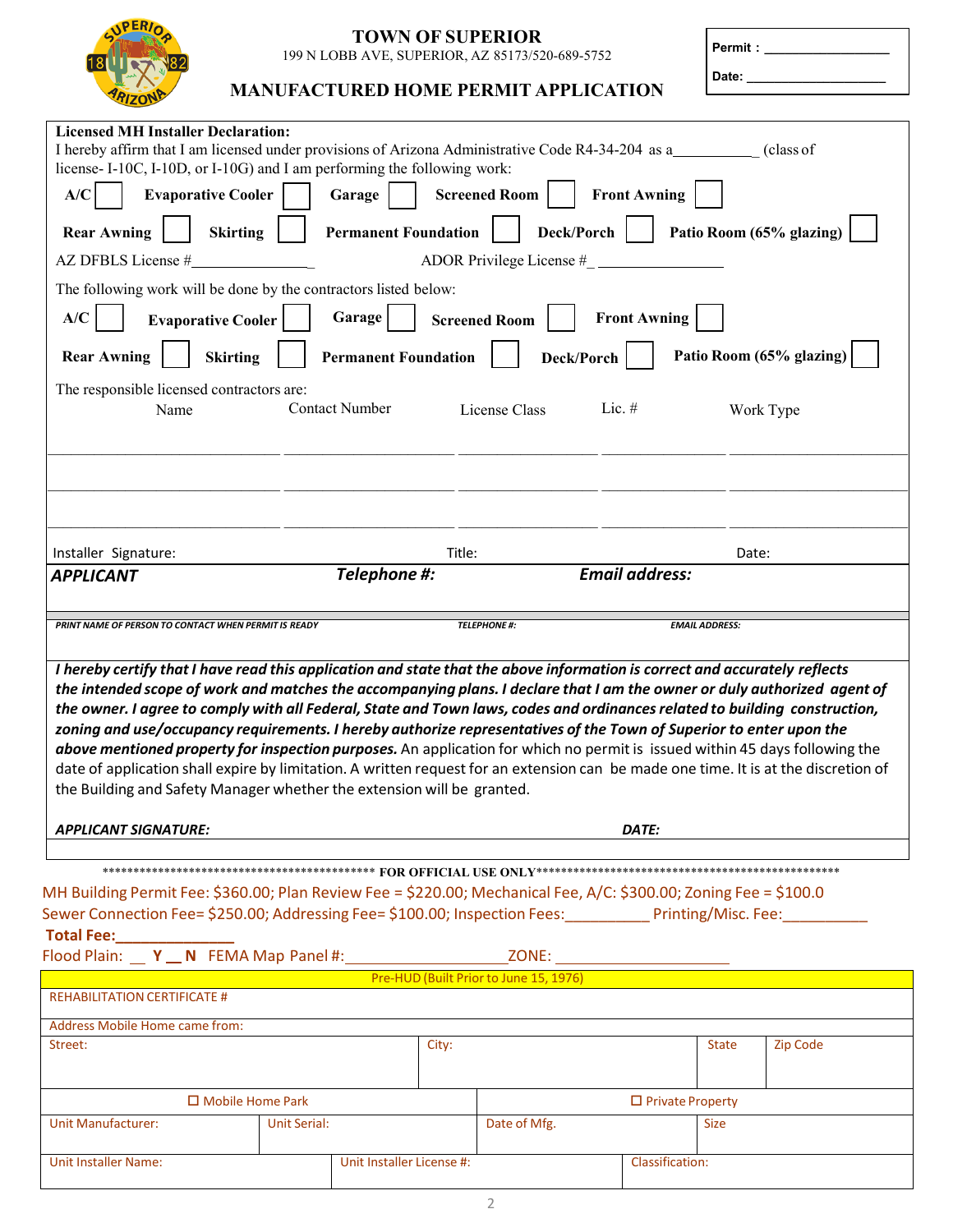# TOWN OF SUPERIOR

199 N LOBB AVE, SUPERIOR, AZ 85173/520-689-5752

## MANUFACTURED HOME PERMIT APPLICATION

**Permit :** ________________

**Date:** ___________________

**Licensed MH Installer Declaration:**

I hereby affirm that I am licensed under provisions of Arizona Administrative Code R4-34-204 as a__________ (class of license- I-10C, I-10D, or I-10G) and I am performing the following work:

**A/C** ☐ **Evaporative Cooler** ☐ **Garage** ☐ **Screened Room** ☐ **Front Awning** ☐

**Rear Awning** ☐ **Skirting** ☐ **Permanent Foundation** ☐ **Deck/Porch** ☐ **Patio Room (65% glazing)** ☐

AZ DFBLS License #_______________ ADOR Privilege License #_ _______________

The following work will be done by the contractors listed below:

**A/C** ☐ **Evaporative Cooler** ☐ **Garage** ☐ **Screened Room** ☐ **Front Awning** ☐

**Rear Awning** ☐ **Skirting** ☐ **Permanent Foundation** ☐ **Deck/Porch** ☐ **Patio Room (65% glazing)** ☐

The responsible licensed contractors are:

| Name | Contact Number | License Class | Lic. # | Work Type |
|---|---|---|---|---|
| | | | | |
| | | | | |
| | | | | |

Installer Signature: Title: Date:

| ***APPLICANT*** | ***Telephone #:*** | ***Email address:*** |
|---|---|---|
| ***PRINT NAME OF PERSON TO CONTACT WHEN PERMIT IS READY*** | ***TELEPHONE #:*** | ***EMAIL ADDRESS:*** |

***I hereby certify that I have read this application and state that the above information is correct and accurately reflects the intended scope of work and matches the accompanying plans. I declare that I am the owner or duly authorized agent of the owner. I agree to comply with all Federal, State and Town laws, codes and ordinances related to building construction, zoning and use/occupancy requirements. I hereby authorize representatives of the Town of Superior to enter upon the above mentioned property for inspection purposes.*** An application for which no permit is issued within 45 days following the date of application shall expire by limitation. A written request for an extension can be made one time. It is at the discretion of the Building and Safety Manager whether the extension will be granted.

***APPLICANT SIGNATURE:*** ***DATE:***

********************************************* FOR OFFICIAL USE ONLY***************************************************

MH Building Permit Fee: $360.00; Plan Review Fee = $220.00; Mechanical Fee, A/C: $300.00; Zoning Fee = $100.0

Sewer Connection Fee= $250.00; Addressing Fee= $100.00; Inspection Fees:_________ Printing/Misc. Fee:_________

**Total Fee:**_____________

Flood Plain: __ **Y** __ **N** FEMA Map Panel #:__________________ZONE: ____________________

| Pre-HUD (Built Prior to June 15, 1976) | | | | |
|---|---|---|---|---|
| REHABILITATION CERTIFICATE # | | | | |
| Address Mobile Home came from: | | | | |
| Street: | City: | | State | Zip Code |
| ☐ Mobile Home Park | | ☐ Private Property | | |
| Unit Manufacturer: | Unit Serial: | Date of Mfg. | Size | |
| Unit Installer Name: | Unit Installer License #: | Classification: | | |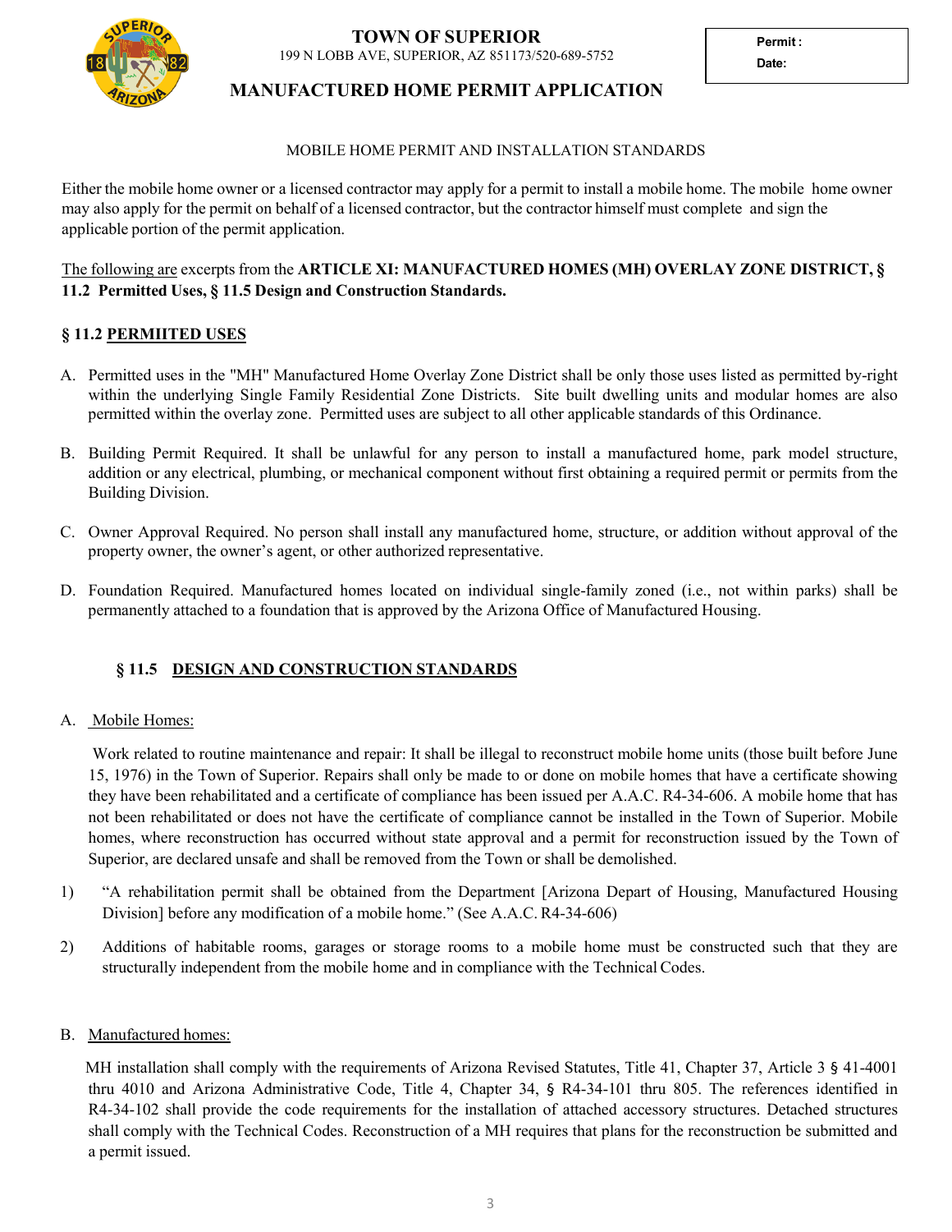# TOWN OF SUPERIOR

199 N LOBB AVE, SUPERIOR, AZ 851173/520-689-5752

| Permit : |
|---|
| Date: |

## MANUFACTURED HOME PERMIT APPLICATION

MOBILE HOME PERMIT AND INSTALLATION STANDARDS

Either the mobile home owner or a licensed contractor may apply for a permit to install a mobile home. The mobile home owner may also apply for the permit on behalf of a licensed contractor, but the contractor himself must complete and sign the applicable portion of the permit application.

The following are excerpts from the **ARTICLE XI: MANUFACTURED HOMES (MH) OVERLAY ZONE DISTRICT, § 11.2 Permitted Uses, § 11.5 Design and Construction Standards.**

### § 11.2 PERMIITED USES

A. Permitted uses in the "MH" Manufactured Home Overlay Zone District shall be only those uses listed as permitted by-right within the underlying Single Family Residential Zone Districts. Site built dwelling units and modular homes are also permitted within the overlay zone. Permitted uses are subject to all other applicable standards of this Ordinance.

B. Building Permit Required. It shall be unlawful for any person to install a manufactured home, park model structure, addition or any electrical, plumbing, or mechanical component without first obtaining a required permit or permits from the Building Division.

C. Owner Approval Required. No person shall install any manufactured home, structure, or addition without approval of the property owner, the owner's agent, or other authorized representative.

D. Foundation Required. Manufactured homes located on individual single-family zoned (i.e., not within parks) shall be permanently attached to a foundation that is approved by the Arizona Office of Manufactured Housing.

### § 11.5 DESIGN AND CONSTRUCTION STANDARDS

A. Mobile Homes:

Work related to routine maintenance and repair: It shall be illegal to reconstruct mobile home units (those built before June 15, 1976) in the Town of Superior. Repairs shall only be made to or done on mobile homes that have a certificate showing they have been rehabilitated and a certificate of compliance has been issued per A.A.C. R4-34-606. A mobile home that has not been rehabilitated or does not have the certificate of compliance cannot be installed in the Town of Superior. Mobile homes, where reconstruction has occurred without state approval and a permit for reconstruction issued by the Town of Superior, are declared unsafe and shall be removed from the Town or shall be demolished.

1) "A rehabilitation permit shall be obtained from the Department [Arizona Depart of Housing, Manufactured Housing Division] before any modification of a mobile home." (See A.A.C. R4-34-606)

2) Additions of habitable rooms, garages or storage rooms to a mobile home must be constructed such that they are structurally independent from the mobile home and in compliance with the Technical Codes.

B. Manufactured homes:

MH installation shall comply with the requirements of Arizona Revised Statutes, Title 41, Chapter 37, Article 3 § 41-4001 thru 4010 and Arizona Administrative Code, Title 4, Chapter 34, § R4-34-101 thru 805. The references identified in R4-34-102 shall provide the code requirements for the installation of attached accessory structures. Detached structures shall comply with the Technical Codes. Reconstruction of a MH requires that plans for the reconstruction be submitted and a permit issued.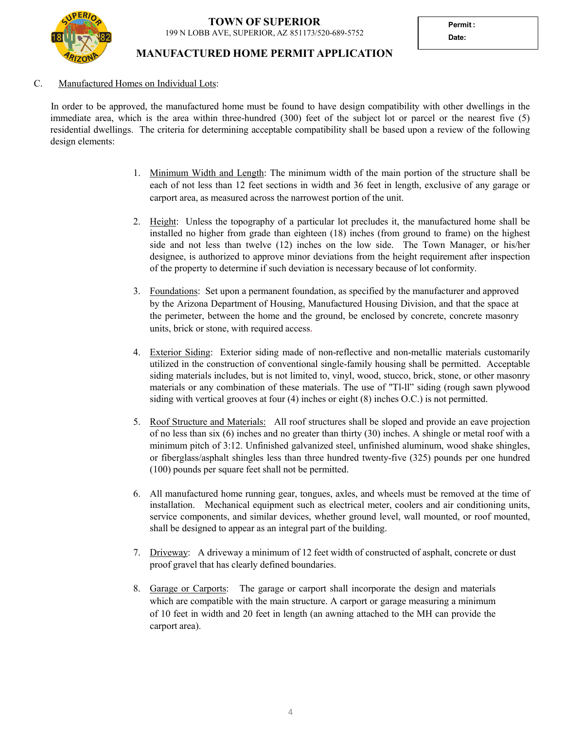**TOWN OF SUPERIOR**
199 N LOBB AVE, SUPERIOR, AZ 851173/520-689-5752

| Permit : |
|---|
| Date: |

## MANUFACTURED HOME PERMIT APPLICATION

C. Manufactured Homes on Individual Lots:

In order to be approved, the manufactured home must be found to have design compatibility with other dwellings in the immediate area, which is the area within three-hundred (300) feet of the subject lot or parcel or the nearest five (5) residential dwellings. The criteria for determining acceptable compatibility shall be based upon a review of the following design elements:

1. Minimum Width and Length: The minimum width of the main portion of the structure shall be each of not less than 12 feet sections in width and 36 feet in length, exclusive of any garage or carport area, as measured across the narrowest portion of the unit.

2. Height: Unless the topography of a particular lot precludes it, the manufactured home shall be installed no higher from grade than eighteen (18) inches (from ground to frame) on the highest side and not less than twelve (12) inches on the low side. The Town Manager, or his/her designee, is authorized to approve minor deviations from the height requirement after inspection of the property to determine if such deviation is necessary because of lot conformity.

3. Foundations: Set upon a permanent foundation, as specified by the manufacturer and approved by the Arizona Department of Housing, Manufactured Housing Division, and that the space at the perimeter, between the home and the ground, be enclosed by concrete, concrete masonry units, brick or stone, with required access.

4. Exterior Siding: Exterior siding made of non-reflective and non-metallic materials customarily utilized in the construction of conventional single-family housing shall be permitted. Acceptable siding materials includes, but is not limited to, vinyl, wood, stucco, brick, stone, or other masonry materials or any combination of these materials. The use of "Tl-ll" siding (rough sawn plywood siding with vertical grooves at four (4) inches or eight (8) inches O.C.) is not permitted.

5. Roof Structure and Materials: All roof structures shall be sloped and provide an eave projection of no less than six (6) inches and no greater than thirty (30) inches. A shingle or metal roof with a minimum pitch of 3:12. Unfinished galvanized steel, unfinished aluminum, wood shake shingles, or fiberglass/asphalt shingles less than three hundred twenty-five (325) pounds per one hundred (100) pounds per square feet shall not be permitted.

6. All manufactured home running gear, tongues, axles, and wheels must be removed at the time of installation. Mechanical equipment such as electrical meter, coolers and air conditioning units, service components, and similar devices, whether ground level, wall mounted, or roof mounted, shall be designed to appear as an integral part of the building.

7. Driveway: A driveway a minimum of 12 feet width of constructed of asphalt, concrete or dust proof gravel that has clearly defined boundaries.

8. Garage or Carports: The garage or carport shall incorporate the design and materials which are compatible with the main structure. A carport or garage measuring a minimum of 10 feet in width and 20 feet in length (an awning attached to the MH can provide the carport area).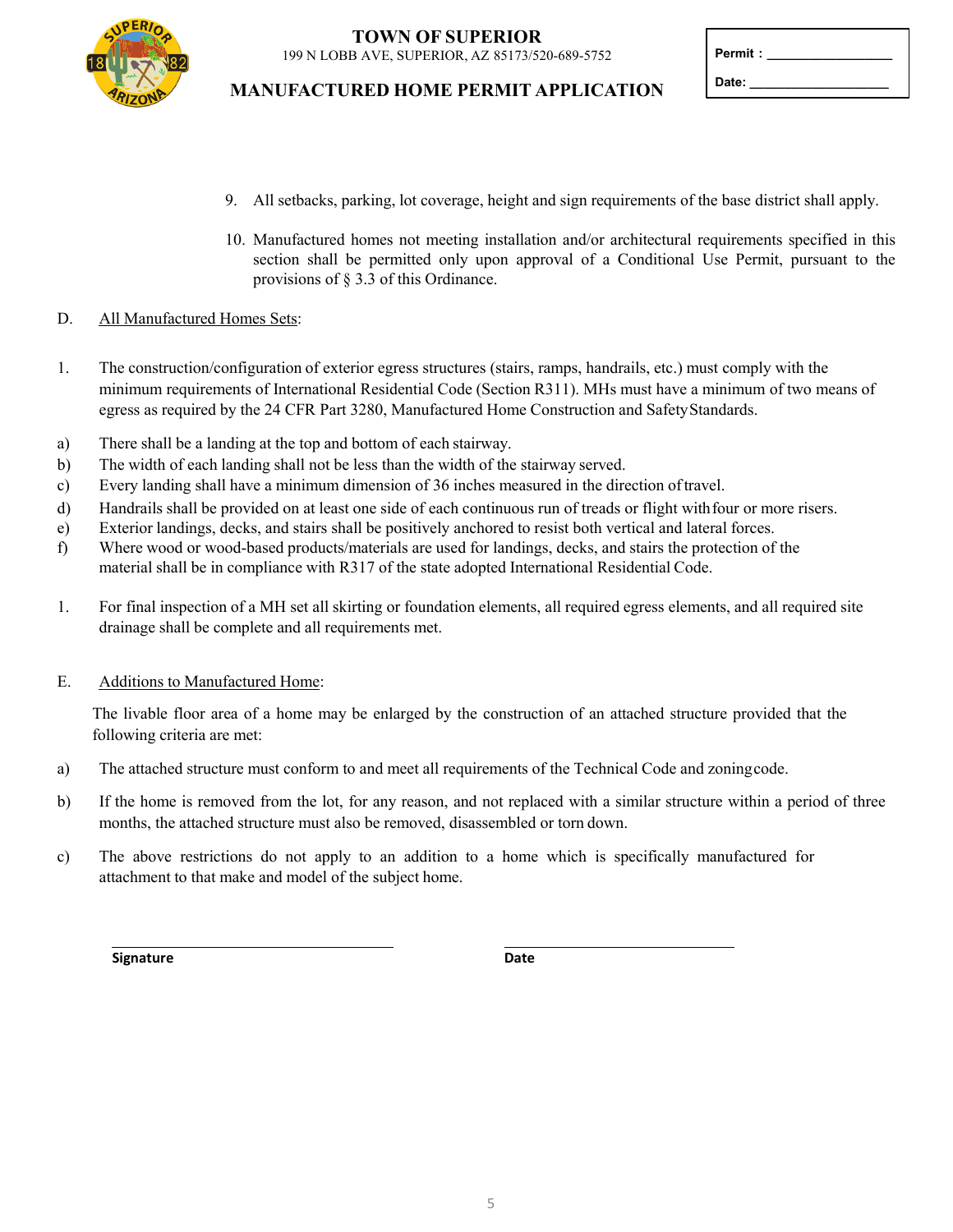# TOWN OF SUPERIOR

199 N LOBB AVE, SUPERIOR, AZ 85173/520-689-5752

## MANUFACTURED HOME PERMIT APPLICATION

Permit : ________________

Date: ________________

9. All setbacks, parking, lot coverage, height and sign requirements of the base district shall apply.

10. Manufactured homes not meeting installation and/or architectural requirements specified in this section shall be permitted only upon approval of a Conditional Use Permit, pursuant to the provisions of § 3.3 of this Ordinance.

D. <u>All Manufactured Homes Sets</u>:

1. The construction/configuration of exterior egress structures (stairs, ramps, handrails, etc.) must comply with the minimum requirements of International Residential Code (Section R311). MHs must have a minimum of two means of egress as required by the 24 CFR Part 3280, Manufactured Home Construction and Safety Standards.

a) There shall be a landing at the top and bottom of each stairway.
b) The width of each landing shall not be less than the width of the stairway served.
c) Every landing shall have a minimum dimension of 36 inches measured in the direction of travel.
d) Handrails shall be provided on at least one side of each continuous run of treads or flight with four or more risers.
e) Exterior landings, decks, and stairs shall be positively anchored to resist both vertical and lateral forces.
f) Where wood or wood-based products/materials are used for landings, decks, and stairs the protection of the material shall be in compliance with R317 of the state adopted International Residential Code.

1. For final inspection of a MH set all skirting or foundation elements, all required egress elements, and all required site drainage shall be complete and all requirements met.

E. <u>Additions to Manufactured Home</u>:

The livable floor area of a home may be enlarged by the construction of an attached structure provided that the following criteria are met:

a) The attached structure must conform to and meet all requirements of the Technical Code and zoning code.

b) If the home is removed from the lot, for any reason, and not replaced with a similar structure within a period of three months, the attached structure must also be removed, disassembled or torn down.

c) The above restrictions do not apply to an addition to a home which is specifically manufactured for attachment to that make and model of the subject home.

______________________________ ______________________________

**Signature** **Date**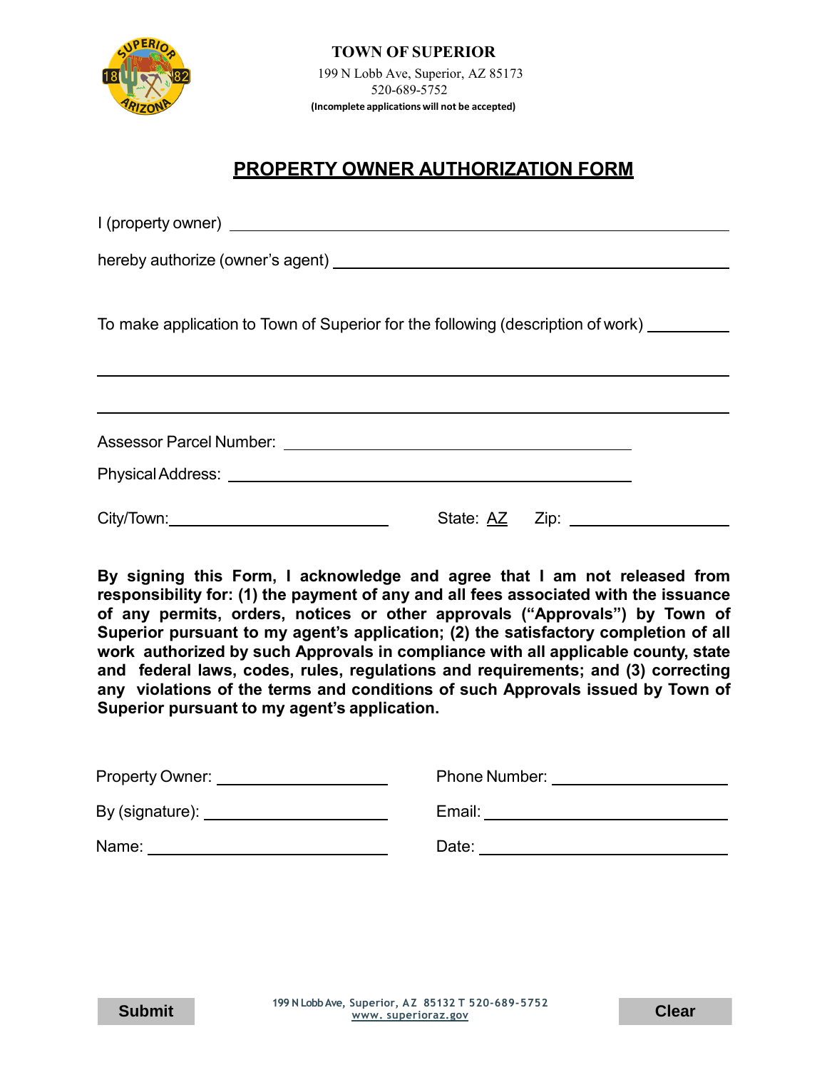**TOWN OF SUPERIOR**

199 N Lobb Ave, Superior, AZ 85173
520-689-5752

**(Incomplete applications will not be accepted)**

# PROPERTY OWNER AUTHORIZATION FORM

I (property owner) ____________________________________________

hereby authorize (owner's agent) ____________________________________________

To make application to Town of Superior for the following (description of work) __________

____________________________________________

____________________________________________

Assessor Parcel Number: ______________________________

Physical Address: ______________________________

City/Town: ____________________ State: AZ Zip: ______________

**By signing this Form, I acknowledge and agree that I am not released from responsibility for: (1) the payment of any and all fees associated with the issuance of any permits, orders, notices or other approvals ("Approvals") by Town of Superior pursuant to my agent's application; (2) the satisfactory completion of all work authorized by such Approvals in compliance with all applicable county, state and federal laws, codes, rules, regulations and requirements; and (3) correcting any violations of the terms and conditions of such Approvals issued by Town of Superior pursuant to my agent's application.**

Property Owner: ____________________ Phone Number: ____________________

By (signature): ____________________ Email: ____________________

Name: ____________________ Date: ____________________

Submit

199 N Lobb Ave, Superior, AZ 85132 T 520-689-5752
www.superioraz.gov

Clear